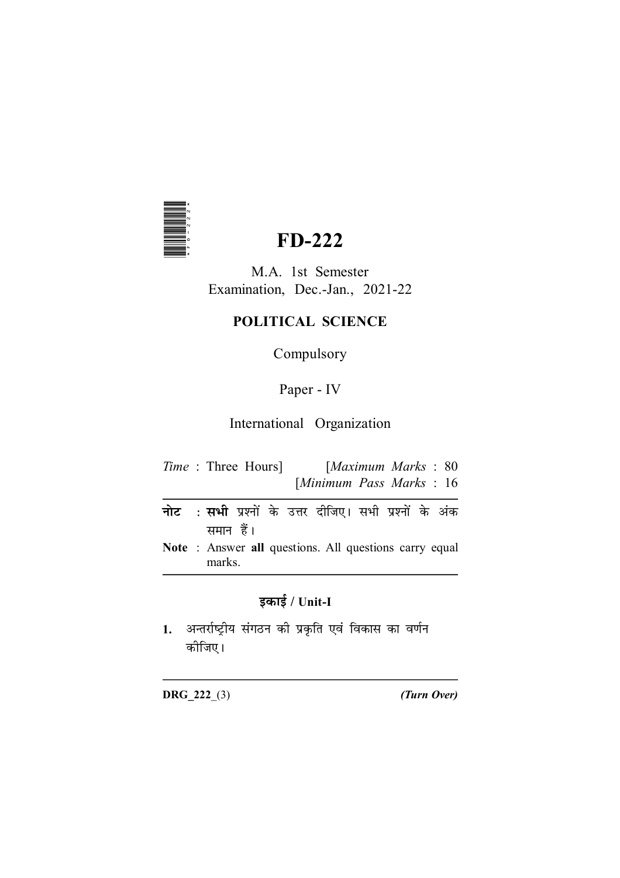# FD-222

M.A. 1st Semester
Examination, Dec.-Jan., 2021-22

## POLITICAL SCIENCE

Compulsory

Paper - IV

International Organization

*Time* : Three Hours] [*Maximum Marks* : 80
[*Minimum Pass Marks* : 16

**नोट** : **सभी** प्रश्नों के उत्तर दीजिए। सभी प्रश्नों के अंक समान हैं।

**Note** : Answer **all** questions. All questions carry equal marks.

### इकाई / Unit-I

**1.** अन्तर्राष्ट्रीय संगठन की प्रकृति एवं विकास का वर्णन कीजिए।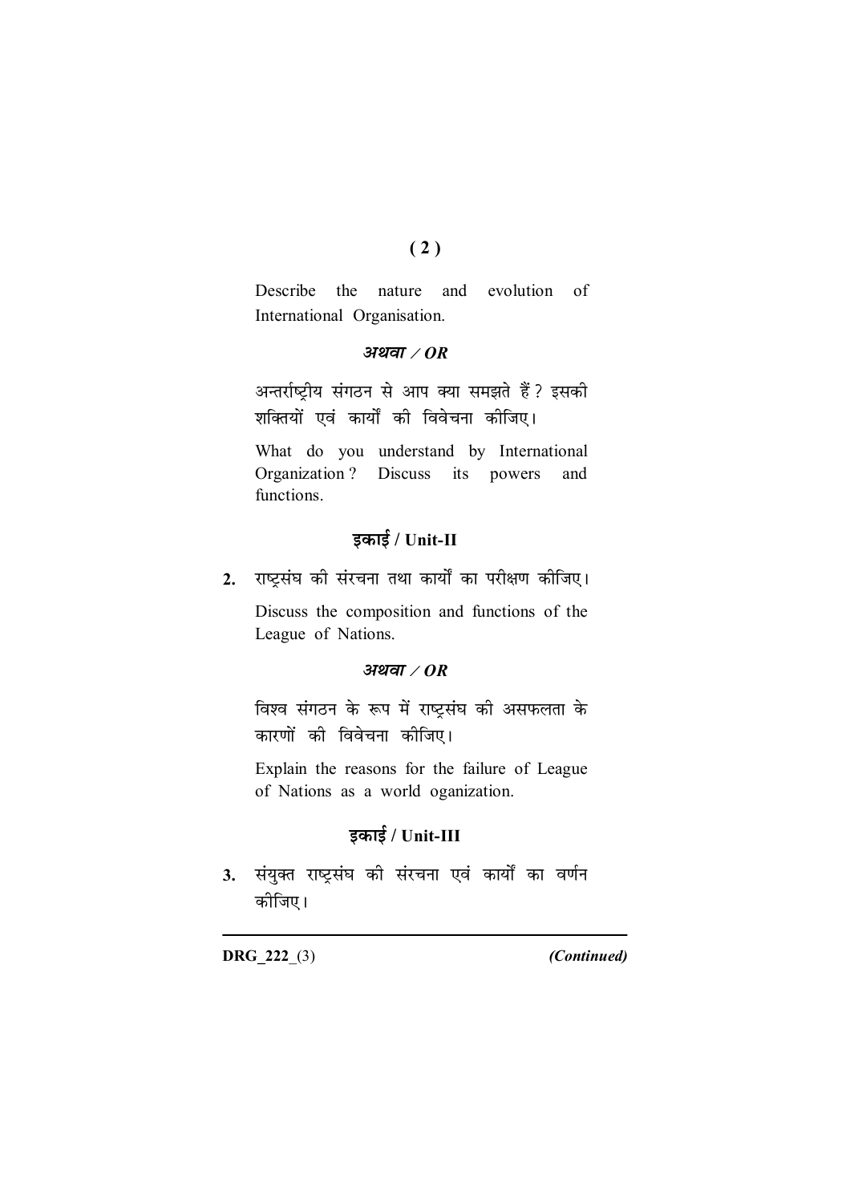Describe the nature and evolution of International Organisation.

*अथवा / OR*

अन्तर्राष्ट्रीय संगठन से आप क्या समझते हैं? इसकी शक्तियों एवं कार्यों की विवेचना कीजिए।

What do you understand by International Organization? Discuss its powers and functions.

### इकाई / Unit-II

2. राष्ट्रसंघ की संरचना तथा कार्यों का परीक्षण कीजिए।

   Discuss the composition and functions of the League of Nations.

   *अथवा / OR*

   विश्व संगठन के रूप में राष्ट्रसंघ की असफलता के कारणों की विवेचना कीजिए।

   Explain the reasons for the failure of League of Nations as a world oganization.

### इकाई / Unit-III

3. संयुक्त राष्ट्रसंघ की संरचना एवं कार्यों का वर्णन कीजिए।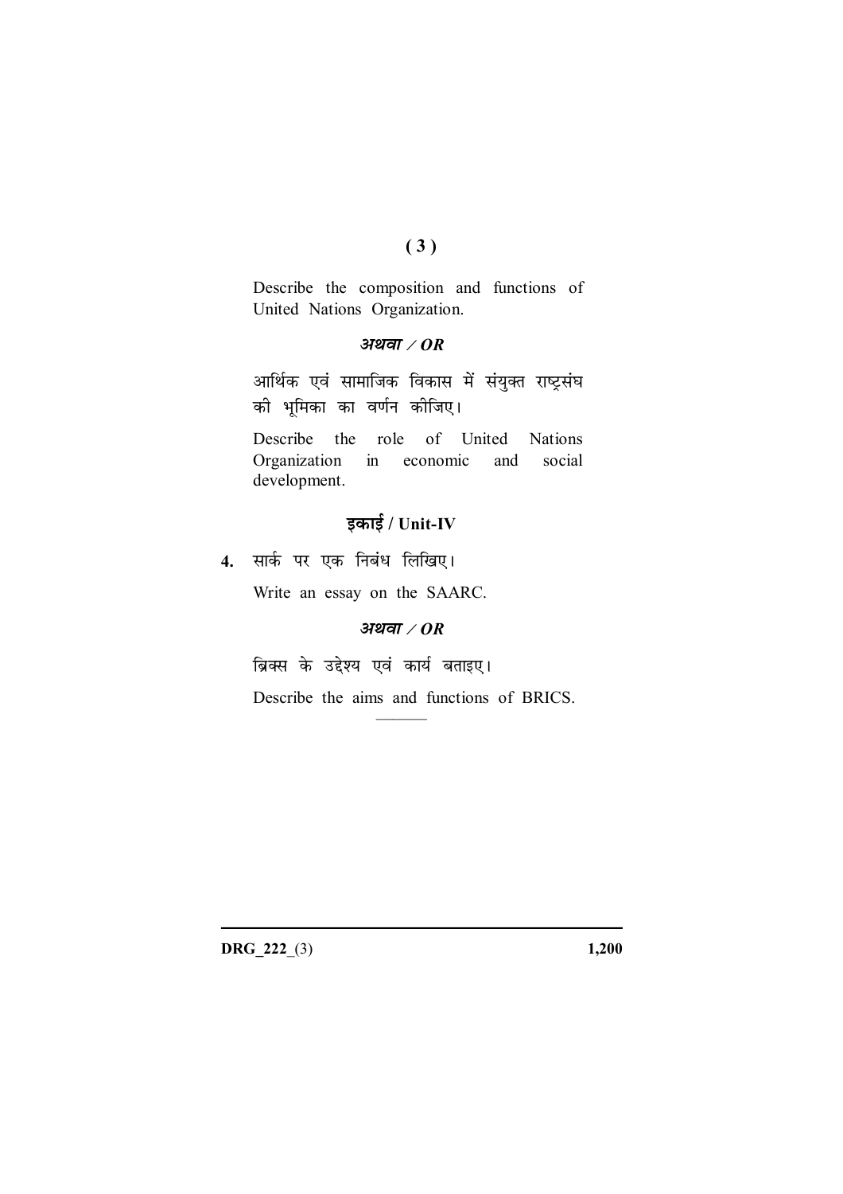Describe the composition and functions of United Nations Organization.

*अथवा / OR*

आर्थिक एवं सामाजिक विकास में संयुक्त राष्ट्रसंघ की भूमिका का वर्णन कीजिए।

Describe the role of United Nations Organization in economic and social development.

## इकाई / Unit-IV

**4.** सार्क पर एक निबंध लिखिए।

Write an essay on the SAARC.

*अथवा / OR*

ब्रिक्स के उद्देश्य एवं कार्य बताइए।

Describe the aims and functions of BRICS.